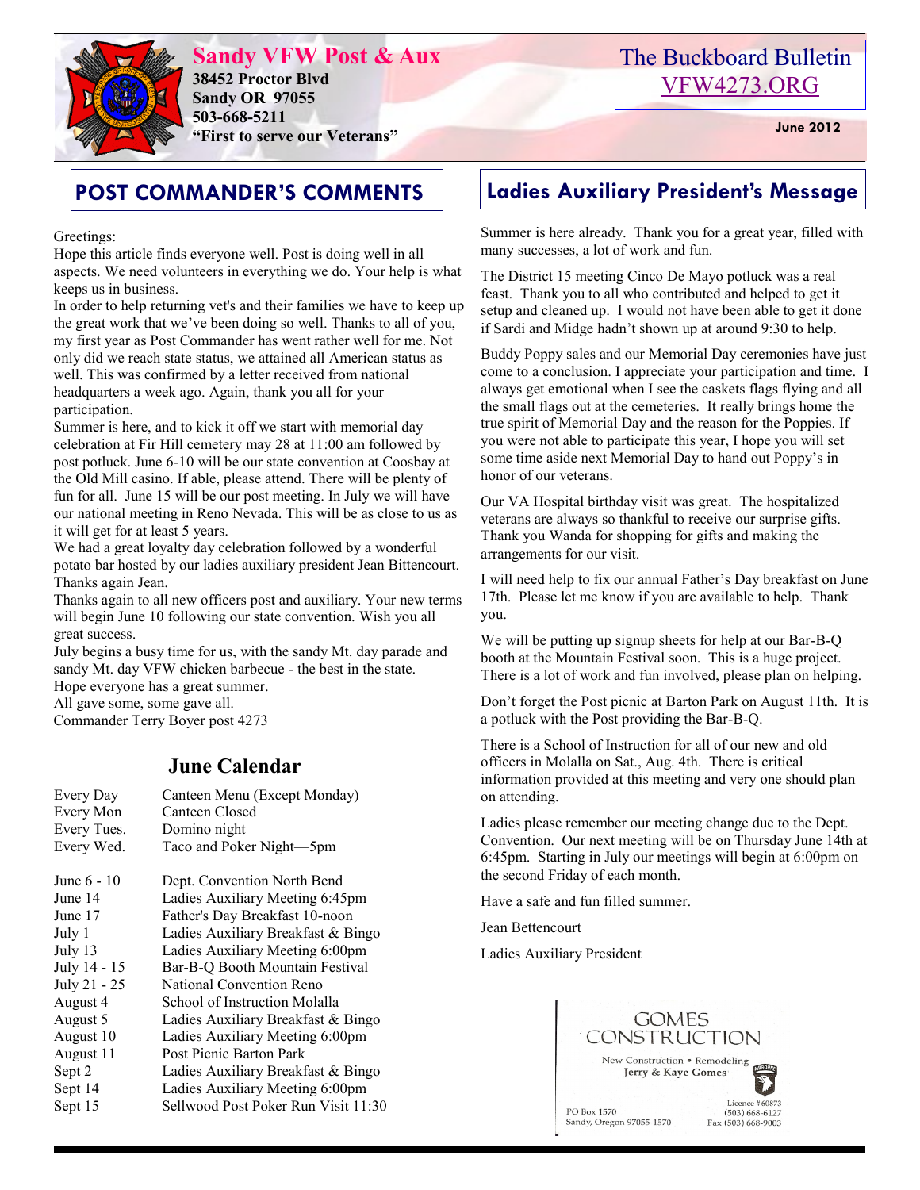# Sandy VFW Post & Aux

**38452 Proctor Blvd**
**Sandy OR 97055**
**503-668-5211**
**"First to serve our Veterans"**

The Buckboard Bulletin
VFW4273.ORG

**June 2012**

## POST COMMANDER'S COMMENTS

Greetings:

Hope this article finds everyone well. Post is doing well in all aspects. We need volunteers in everything we do. Your help is what keeps us in business.

In order to help returning vet's and their families we have to keep up the great work that we've been doing so well. Thanks to all of you, my first year as Post Commander has went rather well for me. Not only did we reach state status, we attained all American status as well. This was confirmed by a letter received from national headquarters a week ago. Again, thank you all for your participation.

Summer is here, and to kick it off we start with memorial day celebration at Fir Hill cemetery may 28 at 11:00 am followed by post potluck. June 6-10 will be our state convention at Coosbay at the Old Mill casino. If able, please attend. There will be plenty of fun for all. June 15 will be our post meeting. In July we will have our national meeting in Reno Nevada. This will be as close to us as it will get for at least 5 years.

We had a great loyalty day celebration followed by a wonderful potato bar hosted by our ladies auxiliary president Jean Bittencourt. Thanks again Jean.

Thanks again to all new officers post and auxiliary. Your new terms will begin June 10 following our state convention. Wish you all great success.

July begins a busy time for us, with the sandy Mt. day parade and sandy Mt. day VFW chicken barbecue - the best in the state.

Hope everyone has a great summer.

All gave some, some gave all.

Commander Terry Boyer post 4273

## June Calendar

| | |
|---|---|
| Every Day | Canteen Menu (Except Monday) |
| Every Mon | Canteen Closed |
| Every Tues. | Domino night |
| Every Wed. | Taco and Poker Night—5pm |
| June 6 - 10 | Dept. Convention North Bend |
| June 14 | Ladies Auxiliary Meeting 6:45pm |
| June 17 | Father's Day Breakfast 10-noon |
| July 1 | Ladies Auxiliary Breakfast & Bingo |
| July 13 | Ladies Auxiliary Meeting 6:00pm |
| July 14 - 15 | Bar-B-Q Booth Mountain Festival |
| July 21 - 25 | National Convention Reno |
| August 4 | School of Instruction Molalla |
| August 5 | Ladies Auxiliary Breakfast & Bingo |
| August 10 | Ladies Auxiliary Meeting 6:00pm |
| August 11 | Post Picnic Barton Park |
| Sept 2 | Ladies Auxiliary Breakfast & Bingo |
| Sept 14 | Ladies Auxiliary Meeting 6:00pm |
| Sept 15 | Sellwood Post Poker Run Visit 11:30 |

## Ladies Auxiliary President's Message

Summer is here already. Thank you for a great year, filled with many successes, a lot of work and fun.

The District 15 meeting Cinco De Mayo potluck was a real feast. Thank you to all who contributed and helped to get it setup and cleaned up. I would not have been able to get it done if Sardi and Midge hadn't shown up at around 9:30 to help.

Buddy Poppy sales and our Memorial Day ceremonies have just come to a conclusion. I appreciate your participation and time. I always get emotional when I see the caskets flags flying and all the small flags out at the cemeteries. It really brings home the true spirit of Memorial Day and the reason for the Poppies. If you were not able to participate this year, I hope you will set some time aside next Memorial Day to hand out Poppy's in honor of our veterans.

Our VA Hospital birthday visit was great. The hospitalized veterans are always so thankful to receive our surprise gifts. Thank you Wanda for shopping for gifts and making the arrangements for our visit.

I will need help to fix our annual Father's Day breakfast on June 17th. Please let me know if you are available to help. Thank you.

We will be putting up signup sheets for help at our Bar-B-Q booth at the Mountain Festival soon. This is a huge project. There is a lot of work and fun involved, please plan on helping.

Don't forget the Post picnic at Barton Park on August 11th. It is a potluck with the Post providing the Bar-B-Q.

There is a School of Instruction for all of our new and old officers in Molalla on Sat., Aug. 4th. There is critical information provided at this meeting and very one should plan on attending.

Ladies please remember our meeting change due to the Dept. Convention. Our next meeting will be on Thursday June 14th at 6:45pm. Starting in July our meetings will begin at 6:00pm on the second Friday of each month.

Have a safe and fun filled summer.

Jean Bettencourt

Ladies Auxiliary President

GOMES CONSTRUCTION
New Construction • Remodeling
Jerry & Kaye Gomes
PO Box 1570
Sandy, Oregon 97055-1570
Licence #60873
(503) 668-6127
Fax (503) 668-9003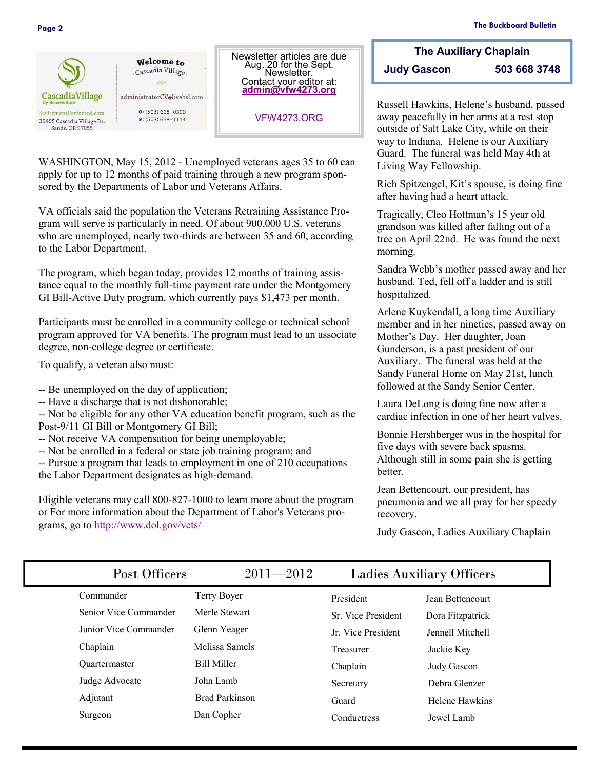Welcome to Cascadia Village

Cascadia Village By Bonaventure

RetirementPerfected.com
39495 Cascadia Village Dr.
Sandy, OR 97055

administratorCV@livebsl.com

O: (503) 668 - 0300
F: (503) 668 - 1154

Newsletter articles are due Aug. 20 for the Sept. Newsletter.
Contact your editor at:
**admin@vfw4273.org**

VFW4273.ORG

WASHINGTON, May 15, 2012 - Unemployed veterans ages 35 to 60 can apply for up to 12 months of paid training through a new program sponsored by the Departments of Labor and Veterans Affairs.

VA officials said the population the Veterans Retraining Assistance Program will serve is particularly in need. Of about 900,000 U.S. veterans who are unemployed, nearly two-thirds are between 35 and 60, according to the Labor Department.

The program, which began today, provides 12 months of training assistance equal to the monthly full-time payment rate under the Montgomery GI Bill-Active Duty program, which currently pays $1,473 per month.

Participants must be enrolled in a community college or technical school program approved for VA benefits. The program must lead to an associate degree, non-college degree or certificate.

To qualify, a veteran also must:

-- Be unemployed on the day of application;
-- Have a discharge that is not dishonorable;
-- Not be eligible for any other VA education benefit program, such as the Post-9/11 GI Bill or Montgomery GI Bill;
-- Not receive VA compensation for being unemployable;
-- Not be enrolled in a federal or state job training program; and
-- Pursue a program that leads to employment in one of 210 occupations the Labor Department designates as high-demand.

Eligible veterans may call 800-827-1000 to learn more about the program or For more information about the Department of Labor's Veterans programs, go to http://www.dol.gov/vets/

## The Auxiliary Chaplain

**Judy Gascon 503 668 3748**

Russell Hawkins, Helene's husband, passed away peacefully in her arms at a rest stop outside of Salt Lake City, while on their way to Indiana. Helene is our Auxiliary Guard. The funeral was held May 4th at Living Way Fellowship.

Rich Spitzengel, Kit's spouse, is doing fine after having had a heart attack.

Tragically, Cleo Hottman's 15 year old grandson was killed after falling out of a tree on April 22nd. He was found the next morning.

Sandra Webb's mother passed away and her husband, Ted, fell off a ladder and is still hospitalized.

Arlene Kuykendall, a long time Auxiliary member and in her nineties, passed away on Mother's Day. Her daughter, Joan Gunderson, is a past president of our Auxiliary. The funeral was held at the Sandy Funeral Home on May 21st, lunch followed at the Sandy Senior Center.

Laura DeLong is doing fine now after a cardiac infection in one of her heart valves.

Bonnie Hershberger was in the hospital for five days with severe back spasms. Although still in some pain she is getting better.

Jean Bettencourt, our president, has pneumonia and we all pray for her speedy recovery.

Judy Gascon, Ladies Auxiliary Chaplain

## Post Officers 2011—2012 Ladies Auxiliary Officers

| Post Officers | | Ladies Auxiliary Officers | |
|---|---|---|---|
| Commander | Terry Boyer | President | Jean Bettencourt |
| Senior Vice Commander | Merle Stewart | Sr. Vice President | Dora Fitzpatrick |
| Junior Vice Commander | Glenn Yeager | Jr. Vice President | Jennell Mitchell |
| Chaplain | Melissa Samels | Treasurer | Jackie Key |
| Quartermaster | Bill Miller | Chaplain | Judy Gascon |
| Judge Advocate | John Lamb | Secretary | Debra Glenzer |
| Adjutant | Brad Parkinson | Guard | Helene Hawkins |
| Surgeon | Dan Copher | Conductress | Jewel Lamb |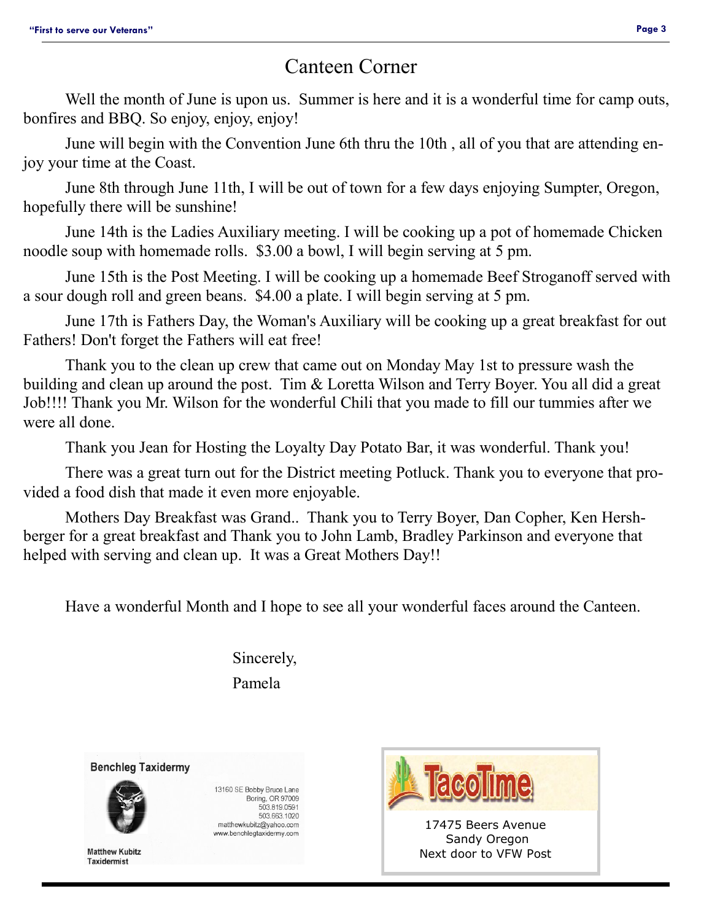# Canteen Corner

Well the month of June is upon us. Summer is here and it is a wonderful time for camp outs, bonfires and BBQ. So enjoy, enjoy, enjoy!

June will begin with the Convention June 6th thru the 10th , all of you that are attending enjoy your time at the Coast.

June 8th through June 11th, I will be out of town for a few days enjoying Sumpter, Oregon, hopefully there will be sunshine!

June 14th is the Ladies Auxiliary meeting. I will be cooking up a pot of homemade Chicken noodle soup with homemade rolls. $3.00 a bowl, I will begin serving at 5 pm.

June 15th is the Post Meeting. I will be cooking up a homemade Beef Stroganoff served with a sour dough roll and green beans. $4.00 a plate. I will begin serving at 5 pm.

June 17th is Fathers Day, the Woman's Auxiliary will be cooking up a great breakfast for out Fathers! Don't forget the Fathers will eat free!

Thank you to the clean up crew that came out on Monday May 1st to pressure wash the building and clean up around the post. Tim & Loretta Wilson and Terry Boyer. You all did a great Job!!!! Thank you Mr. Wilson for the wonderful Chili that you made to fill our tummies after we were all done.

Thank you Jean for Hosting the Loyalty Day Potato Bar, it was wonderful. Thank you!

There was a great turn out for the District meeting Potluck. Thank you to everyone that provided a food dish that made it even more enjoyable.

Mothers Day Breakfast was Grand.. Thank you to Terry Boyer, Dan Copher, Ken Hershberger for a great breakfast and Thank you to John Lamb, Bradley Parkinson and everyone that helped with serving and clean up. It was a Great Mothers Day!!

Have a wonderful Month and I hope to see all your wonderful faces around the Canteen.

Sincerely,

Pamela

**Benchleg Taxidermy**

13160 SE Bobby Bruce Lane
Boring, OR 97009
503.819.0591
503.663.1020
matthewkubitz@yahoo.com
www.benchlegtaxidermy.com

**Matthew Kubitz**
**Taxidermist**

**TacoTime**

17475 Beers Avenue
Sandy Oregon
Next door to VFW Post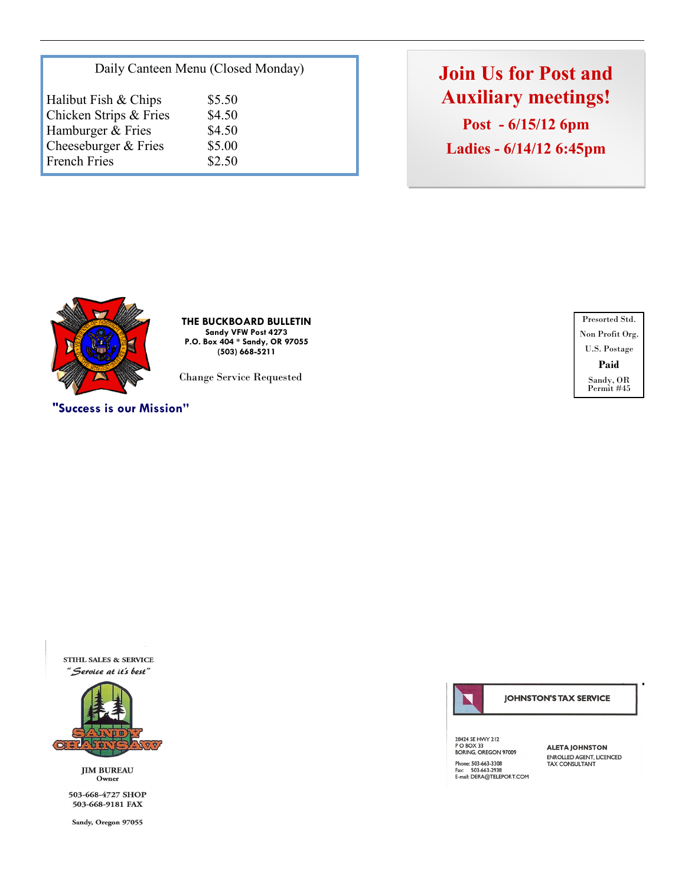| Daily Canteen Menu (Closed Monday) | |
|---|---|
| Halibut Fish & Chips | $5.50 |
| Chicken Strips & Fries | $4.50 |
| Hamburger & Fries | $4.50 |
| Cheeseburger & Fries | $5.00 |
| French Fries | $2.50 |

## Join Us for Post and Auxiliary meetings!

**Post - 6/15/12 6pm**

**Ladies - 6/14/12 6:45pm**

**THE BUCKBOARD BULLETIN**
**Sandy VFW Post 4273**
**P.O. Box 404 * Sandy, OR 97055**
**(503) 668-5211**

Change Service Requested

**"Success is our Mission"**

Presorted Std.
Non Profit Org.
U.S. Postage
**Paid**
Sandy, OR
Permit #45

STIHL SALES & SERVICE
*"Service at it's best"*

SANDY CHAINSAW

JIM BUREAU
Owner

503-668-4727 SHOP
503-668-9181 FAX

Sandy, Oregon 97055

**JOHNSTON'S TAX SERVICE**

28424 SE HWY 212
P O BOX 33
BORING, OREGON 97009

Phone: 503-663-3308
Fax: 503-663-2938
E-mail: DERA@TELEPORT.COM

**ALETA JOHNSTON**
ENROLLED AGENT, LICENCED TAX CONSULTANT